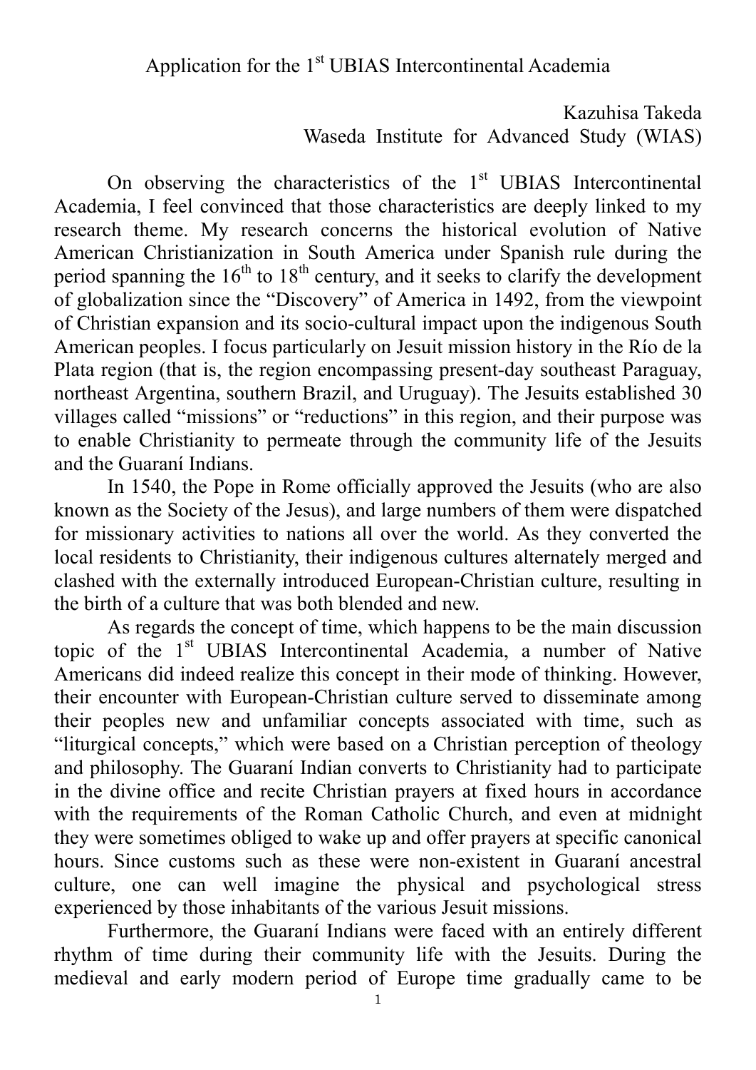# Application for the 1st UBIAS Intercontinental Academia

Kazuhisa Takeda
Waseda Institute for Advanced Study (WIAS)

On observing the characteristics of the 1st UBIAS Intercontinental Academia, I feel convinced that those characteristics are deeply linked to my research theme. My research concerns the historical evolution of Native American Christianization in South America under Spanish rule during the period spanning the 16th to 18th century, and it seeks to clarify the development of globalization since the "Discovery" of America in 1492, from the viewpoint of Christian expansion and its socio-cultural impact upon the indigenous South American peoples. I focus particularly on Jesuit mission history in the Río de la Plata region (that is, the region encompassing present-day southeast Paraguay, northeast Argentina, southern Brazil, and Uruguay). The Jesuits established 30 villages called "missions" or "reductions" in this region, and their purpose was to enable Christianity to permeate through the community life of the Jesuits and the Guaraní Indians.

In 1540, the Pope in Rome officially approved the Jesuits (who are also known as the Society of the Jesus), and large numbers of them were dispatched for missionary activities to nations all over the world. As they converted the local residents to Christianity, their indigenous cultures alternately merged and clashed with the externally introduced European-Christian culture, resulting in the birth of a culture that was both blended and new.

As regards the concept of time, which happens to be the main discussion topic of the 1st UBIAS Intercontinental Academia, a number of Native Americans did indeed realize this concept in their mode of thinking. However, their encounter with European-Christian culture served to disseminate among their peoples new and unfamiliar concepts associated with time, such as "liturgical concepts," which were based on a Christian perception of theology and philosophy. The Guaraní Indian converts to Christianity had to participate in the divine office and recite Christian prayers at fixed hours in accordance with the requirements of the Roman Catholic Church, and even at midnight they were sometimes obliged to wake up and offer prayers at specific canonical hours. Since customs such as these were non-existent in Guaraní ancestral culture, one can well imagine the physical and psychological stress experienced by those inhabitants of the various Jesuit missions.

Furthermore, the Guaraní Indians were faced with an entirely different rhythm of time during their community life with the Jesuits. During the medieval and early modern period of Europe time gradually came to be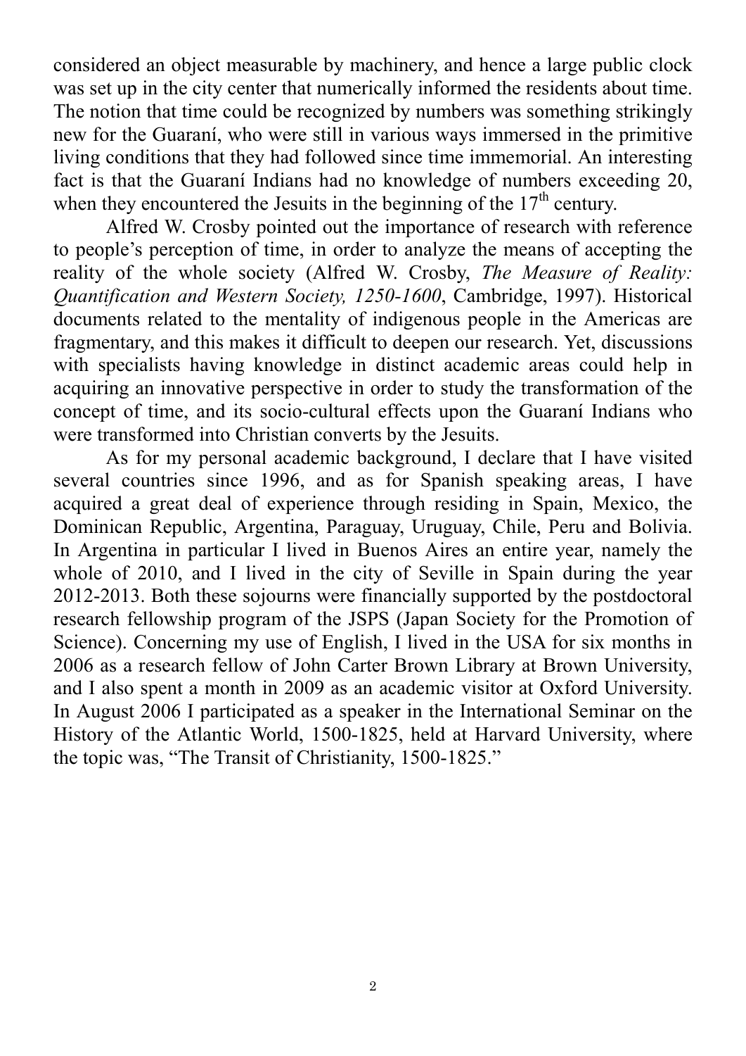considered an object measurable by machinery, and hence a large public clock was set up in the city center that numerically informed the residents about time. The notion that time could be recognized by numbers was something strikingly new for the Guaraní, who were still in various ways immersed in the primitive living conditions that they had followed since time immemorial. An interesting fact is that the Guaraní Indians had no knowledge of numbers exceeding 20, when they encountered the Jesuits in the beginning of the $17^{th}$ century.

Alfred W. Crosby pointed out the importance of research with reference to people's perception of time, in order to analyze the means of accepting the reality of the whole society (Alfred W. Crosby, *The Measure of Reality: Quantification and Western Society, 1250-1600*, Cambridge, 1997). Historical documents related to the mentality of indigenous people in the Americas are fragmentary, and this makes it difficult to deepen our research. Yet, discussions with specialists having knowledge in distinct academic areas could help in acquiring an innovative perspective in order to study the transformation of the concept of time, and its socio-cultural effects upon the Guaraní Indians who were transformed into Christian converts by the Jesuits.

As for my personal academic background, I declare that I have visited several countries since 1996, and as for Spanish speaking areas, I have acquired a great deal of experience through residing in Spain, Mexico, the Dominican Republic, Argentina, Paraguay, Uruguay, Chile, Peru and Bolivia. In Argentina in particular I lived in Buenos Aires an entire year, namely the whole of 2010, and I lived in the city of Seville in Spain during the year 2012-2013. Both these sojourns were financially supported by the postdoctoral research fellowship program of the JSPS (Japan Society for the Promotion of Science). Concerning my use of English, I lived in the USA for six months in 2006 as a research fellow of John Carter Brown Library at Brown University, and I also spent a month in 2009 as an academic visitor at Oxford University. In August 2006 I participated as a speaker in the International Seminar on the History of the Atlantic World, 1500-1825, held at Harvard University, where the topic was, "The Transit of Christianity, 1500-1825."